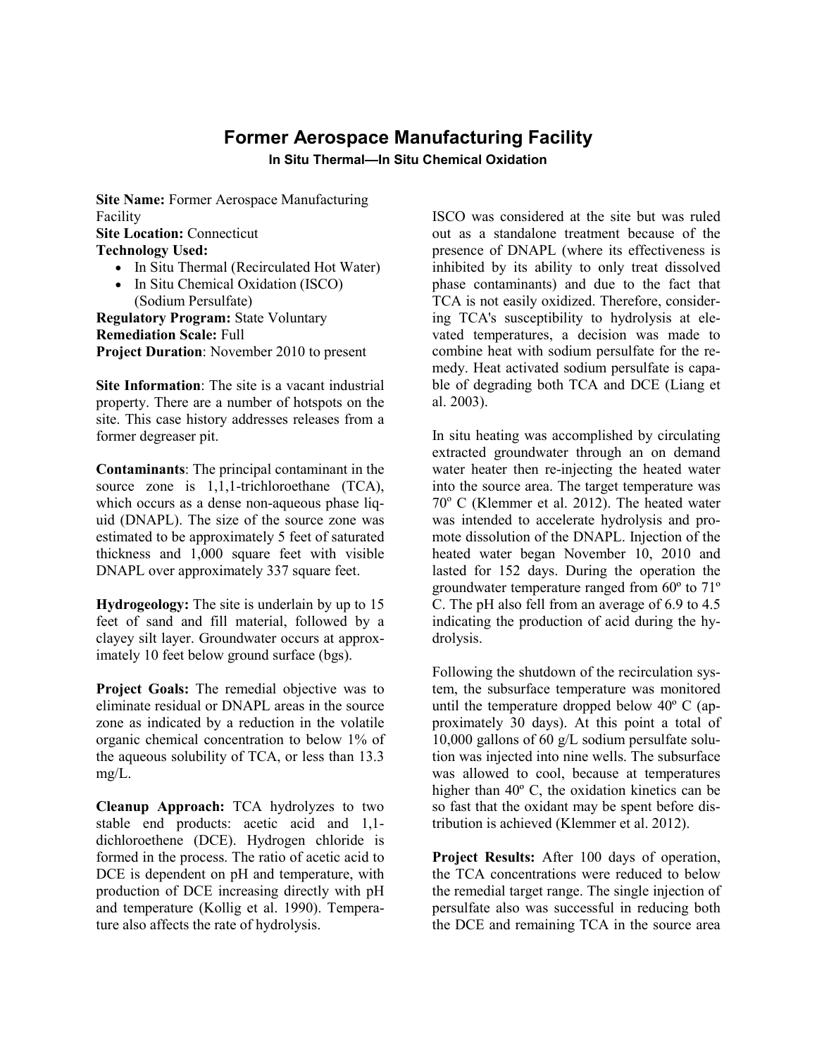# Former Aerospace Manufacturing Facility

**In Situ Thermal—In Situ Chemical Oxidation**

**Site Name:** Former Aerospace Manufacturing Facility
**Site Location:** Connecticut
**Technology Used:**

- In Situ Thermal (Recirculated Hot Water)
- In Situ Chemical Oxidation (ISCO) (Sodium Persulfate)

**Regulatory Program:** State Voluntary
**Remediation Scale:** Full
**Project Duration**: November 2010 to present

**Site Information**: The site is a vacant industrial property. There are a number of hotspots on the site. This case history addresses releases from a former degreaser pit.

**Contaminants**: The principal contaminant in the source zone is 1,1,1-trichloroethane (TCA), which occurs as a dense non-aqueous phase liquid (DNAPL). The size of the source zone was estimated to be approximately 5 feet of saturated thickness and 1,000 square feet with visible DNAPL over approximately 337 square feet.

**Hydrogeology:** The site is underlain by up to 15 feet of sand and fill material, followed by a clayey silt layer. Groundwater occurs at approximately 10 feet below ground surface (bgs).

**Project Goals:** The remedial objective was to eliminate residual or DNAPL areas in the source zone as indicated by a reduction in the volatile organic chemical concentration to below 1% of the aqueous solubility of TCA, or less than 13.3 mg/L.

**Cleanup Approach:** TCA hydrolyzes to two stable end products: acetic acid and 1,1-dichloroethene (DCE). Hydrogen chloride is formed in the process. The ratio of acetic acid to DCE is dependent on pH and temperature, with production of DCE increasing directly with pH and temperature (Kollig et al. 1990). Temperature also affects the rate of hydrolysis.

ISCO was considered at the site but was ruled out as a standalone treatment because of the presence of DNAPL (where its effectiveness is inhibited by its ability to only treat dissolved phase contaminants) and due to the fact that TCA is not easily oxidized. Therefore, considering TCA's susceptibility to hydrolysis at elevated temperatures, a decision was made to combine heat with sodium persulfate for the remedy. Heat activated sodium persulfate is capable of degrading both TCA and DCE (Liang et al. 2003).

In situ heating was accomplished by circulating extracted groundwater through an on demand water heater then re-injecting the heated water into the source area. The target temperature was 70° C (Klemmer et al. 2012). The heated water was intended to accelerate hydrolysis and promote dissolution of the DNAPL. Injection of the heated water began November 10, 2010 and lasted for 152 days. During the operation the groundwater temperature ranged from 60° to 71° C. The pH also fell from an average of 6.9 to 4.5 indicating the production of acid during the hydrolysis.

Following the shutdown of the recirculation system, the subsurface temperature was monitored until the temperature dropped below 40° C (approximately 30 days). At this point a total of 10,000 gallons of 60 g/L sodium persulfate solution was injected into nine wells. The subsurface was allowed to cool, because at temperatures higher than 40° C, the oxidation kinetics can be so fast that the oxidant may be spent before distribution is achieved (Klemmer et al. 2012).

**Project Results:** After 100 days of operation, the TCA concentrations were reduced to below the remedial target range. The single injection of persulfate also was successful in reducing both the DCE and remaining TCA in the source area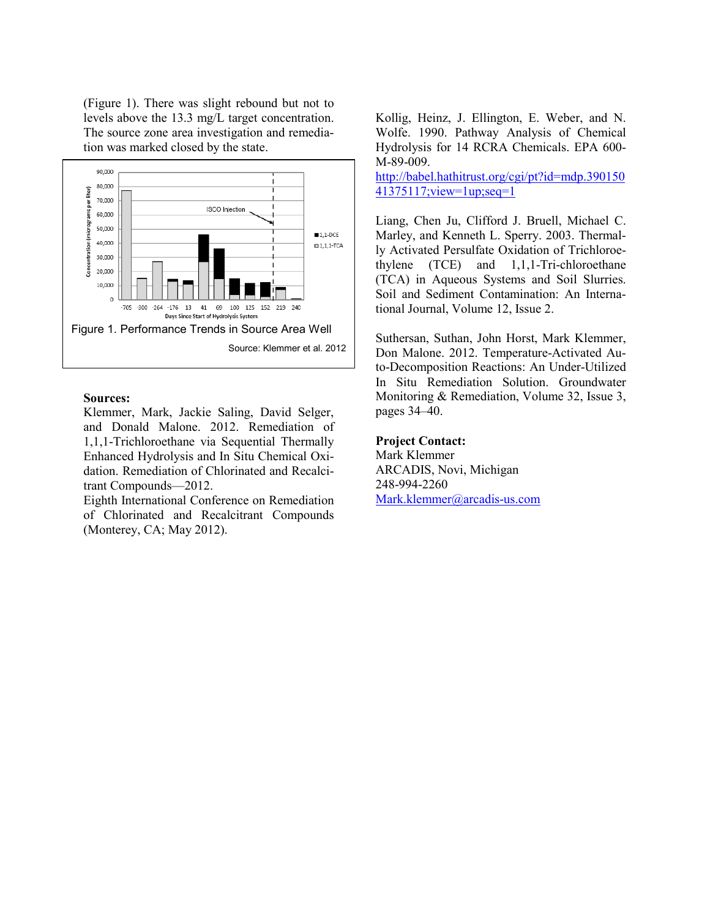(Figure 1). There was slight rebound but not to levels above the 13.3 mg/L target concentration. The source zone area investigation and remediation was marked closed by the state.

90,000
80,000
70,000
60,000
50,000
40,000
30,000
20,000
10,000
0

Concentration (micrograms per liter)

ISCO Injection

■ 1,1-DCE
□ 1,1,1-TCA

-705 -300 -264 -176 13 41 69 100 125 152 219 240

Days Since Start of Hydrolysis System

Figure 1. Performance Trends in Source Area Well

Source: Klemmer et al. 2012

**Sources:**

Klemmer, Mark, Jackie Saling, David Selger, and Donald Malone. 2012. Remediation of 1,1,1-Trichloroethane via Sequential Thermally Enhanced Hydrolysis and In Situ Chemical Oxidation. Remediation of Chlorinated and Recalcitrant Compounds—2012.

Eighth International Conference on Remediation of Chlorinated and Recalcitrant Compounds (Monterey, CA; May 2012).

Kollig, Heinz, J. Ellington, E. Weber, and N. Wolfe. 1990. Pathway Analysis of Chemical Hydrolysis for 14 RCRA Chemicals. EPA 600-M-89-009.
http://babel.hathitrust.org/cgi/pt?id=mdp.39015041375117;view=1up;seq=1

Liang, Chen Ju, Clifford J. Bruell, Michael C. Marley, and Kenneth L. Sperry. 2003. Thermally Activated Persulfate Oxidation of Trichloroethylene (TCE) and 1,1,1-Tri-chloroethane (TCA) in Aqueous Systems and Soil Slurries. Soil and Sediment Contamination: An International Journal, Volume 12, Issue 2.

Suthersan, Suthan, John Horst, Mark Klemmer, Don Malone. 2012. Temperature-Activated Auto-Decomposition Reactions: An Under-Utilized In Situ Remediation Solution. Groundwater Monitoring & Remediation, Volume 32, Issue 3, pages 34–40.

**Project Contact:**

Mark Klemmer
ARCADIS, Novi, Michigan
248-994-2260
Mark.klemmer@arcadis-us.com